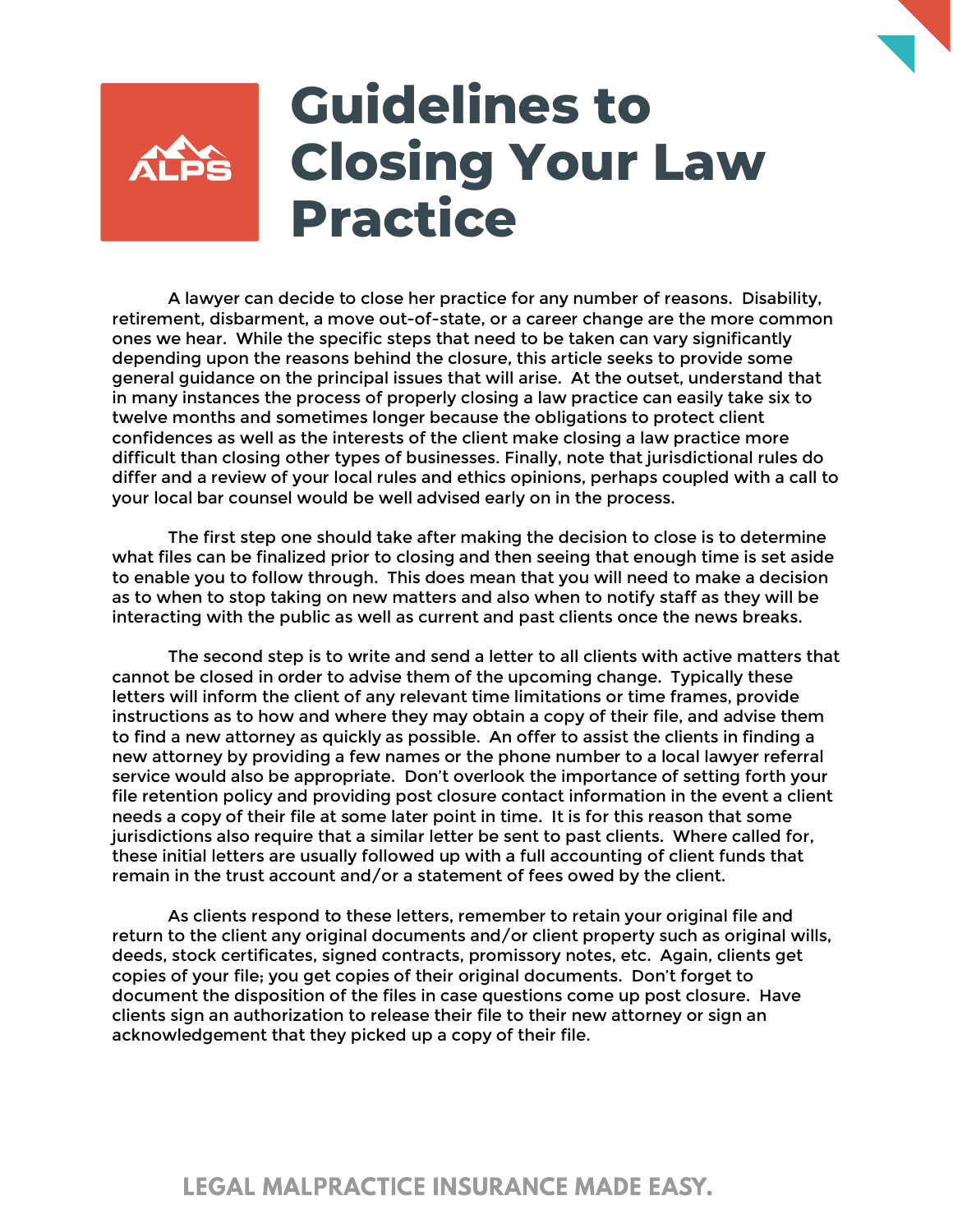# Guidelines to Closing Your Law Practice

A lawyer can decide to close her practice for any number of reasons. Disability, retirement, disbarment, a move out-of-state, or a career change are the more common ones we hear. While the specific steps that need to be taken can vary significantly depending upon the reasons behind the closure, this article seeks to provide some general guidance on the principal issues that will arise. At the outset, understand that in many instances the process of properly closing a law practice can easily take six to twelve months and sometimes longer because the obligations to protect client confidences as well as the interests of the client make closing a law practice more difficult than closing other types of businesses. Finally, note that jurisdictional rules do differ and a review of your local rules and ethics opinions, perhaps coupled with a call to your local bar counsel would be well advised early on in the process.

The first step one should take after making the decision to close is to determine what files can be finalized prior to closing and then seeing that enough time is set aside to enable you to follow through. This does mean that you will need to make a decision as to when to stop taking on new matters and also when to notify staff as they will be interacting with the public as well as current and past clients once the news breaks.

The second step is to write and send a letter to all clients with active matters that cannot be closed in order to advise them of the upcoming change. Typically these letters will inform the client of any relevant time limitations or time frames, provide instructions as to how and where they may obtain a copy of their file, and advise them to find a new attorney as quickly as possible. An offer to assist the clients in finding a new attorney by providing a few names or the phone number to a local lawyer referral service would also be appropriate. Don't overlook the importance of setting forth your file retention policy and providing post closure contact information in the event a client needs a copy of their file at some later point in time. It is for this reason that some jurisdictions also require that a similar letter be sent to past clients. Where called for, these initial letters are usually followed up with a full accounting of client funds that remain in the trust account and/or a statement of fees owed by the client.

As clients respond to these letters, remember to retain your original file and return to the client any original documents and/or client property such as original wills, deeds, stock certificates, signed contracts, promissory notes, etc. Again, clients get copies of your file; you get copies of their original documents. Don't forget to document the disposition of the files in case questions come up post closure. Have clients sign an authorization to release their file to their new attorney or sign an acknowledgement that they picked up a copy of their file.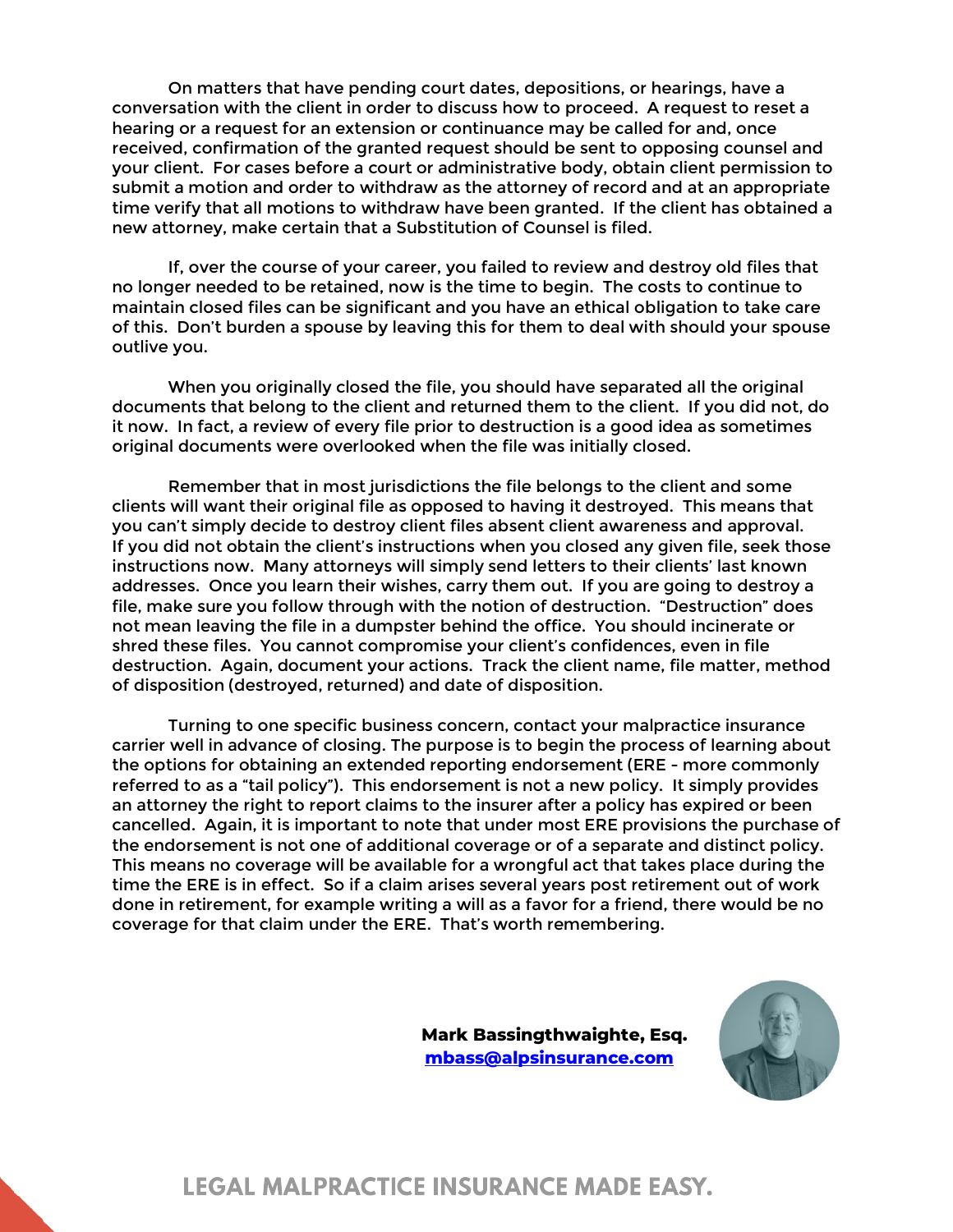On matters that have pending court dates, depositions, or hearings, have a conversation with the client in order to discuss how to proceed. A request to reset a hearing or a request for an extension or continuance may be called for and, once received, confirmation of the granted request should be sent to opposing counsel and your client. For cases before a court or administrative body, obtain client permission to submit a motion and order to withdraw as the attorney of record and at an appropriate time verify that all motions to withdraw have been granted. If the client has obtained a new attorney, make certain that a Substitution of Counsel is filed.

If, over the course of your career, you failed to review and destroy old files that no longer needed to be retained, now is the time to begin. The costs to continue to maintain closed files can be significant and you have an ethical obligation to take care of this. Don't burden a spouse by leaving this for them to deal with should your spouse outlive you.

When you originally closed the file, you should have separated all the original documents that belong to the client and returned them to the client. If you did not, do it now. In fact, a review of every file prior to destruction is a good idea as sometimes original documents were overlooked when the file was initially closed.

Remember that in most jurisdictions the file belongs to the client and some clients will want their original file as opposed to having it destroyed. This means that you can't simply decide to destroy client files absent client awareness and approval. If you did not obtain the client's instructions when you closed any given file, seek those instructions now. Many attorneys will simply send letters to their clients' last known addresses. Once you learn their wishes, carry them out. If you are going to destroy a file, make sure you follow through with the notion of destruction. "Destruction" does not mean leaving the file in a dumpster behind the office. You should incinerate or shred these files. You cannot compromise your client's confidences, even in file destruction. Again, document your actions. Track the client name, file matter, method of disposition (destroyed, returned) and date of disposition.

Turning to one specific business concern, contact your malpractice insurance carrier well in advance of closing. The purpose is to begin the process of learning about the options for obtaining an extended reporting endorsement (ERE - more commonly referred to as a "tail policy"). This endorsement is not a new policy. It simply provides an attorney the right to report claims to the insurer after a policy has expired or been cancelled. Again, it is important to note that under most ERE provisions the purchase of the endorsement is not one of additional coverage or of a separate and distinct policy. This means no coverage will be available for a wrongful act that takes place during the time the ERE is in effect. So if a claim arises several years post retirement out of work done in retirement, for example writing a will as a favor for a friend, there would be no coverage for that claim under the ERE. That's worth remembering.

**Mark Bassingthwaighte, Esq.**
[mbass@alpsinsurance.com](mailto:mbass@alpsinsurance.com)

LEGAL MALPRACTICE INSURANCE MADE EASY.